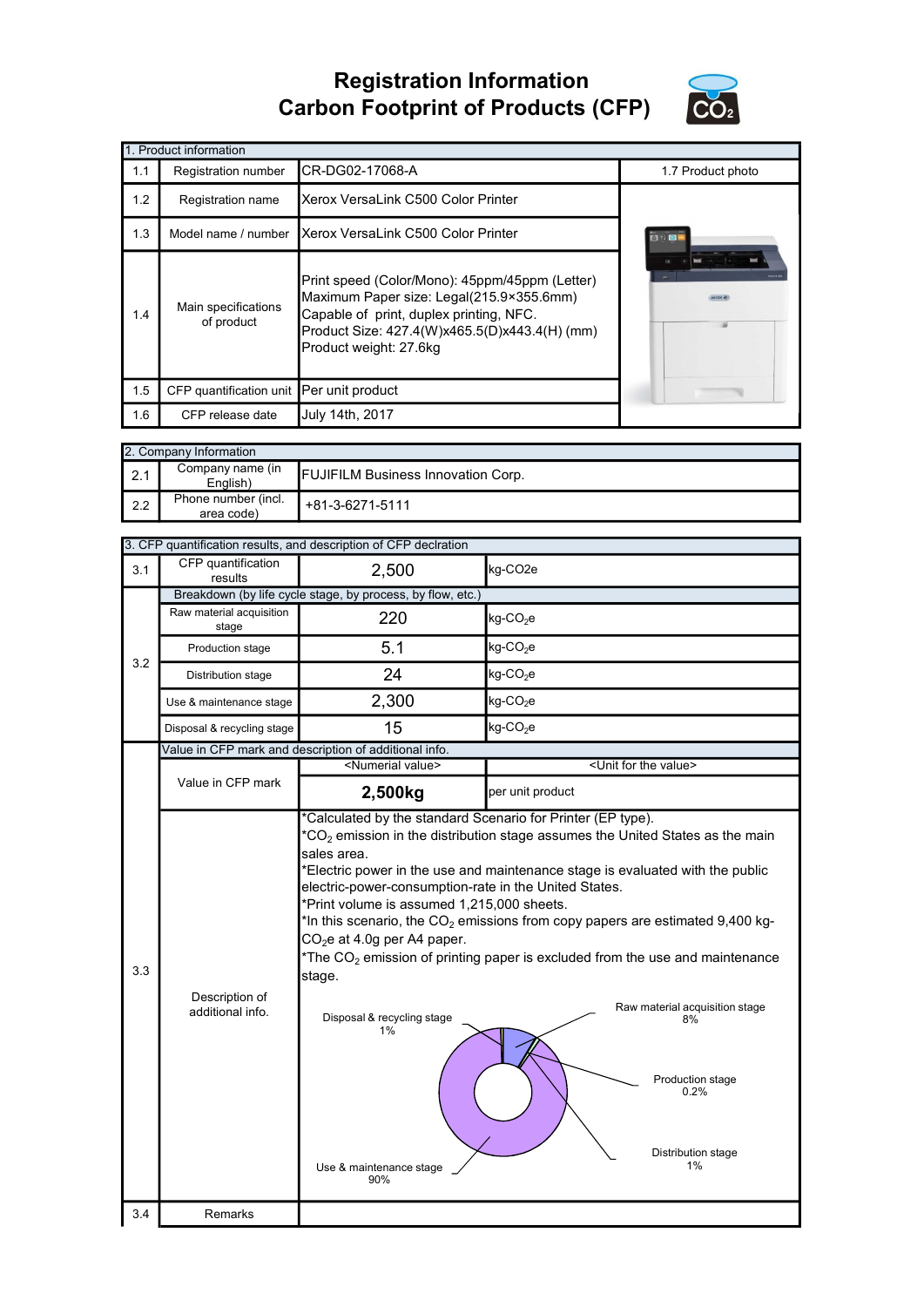# Registration Information
# Carbon Footprint of Products (CFP)

| 1. Product information | | | |
|---|---|---|---|
| 1.1 | Registration number | CR-DG02-17068-A | 1.7 Product photo |
| 1.2 | Registration name | Xerox VersaLink C500 Color Printer | |
| 1.3 | Model name / number | Xerox VersaLink C500 Color Printer | |
| 1.4 | Main specifications of product | Print speed (Color/Mono): 45ppm/45ppm (Letter)<br>Maximum Paper size: Legal(215.9×355.6mm)<br>Capable of print, duplex printing, NFC.<br>Product Size: 427.4(W)x465.5(D)x443.4(H) (mm)<br>Product weight: 27.6kg | |
| 1.5 | CFP quantification unit | Per unit product | |
| 1.6 | CFP release date | July 14th, 2017 | |

| 2. Company Information | | |
|---|---|---|
| 2.1 | Company name (in English) | FUJIFILM Business Innovation Corp. |
| 2.2 | Phone number (incl. area code) | +81-3-6271-5111 |

| 3. CFP quantification results, and description of CFP declration | | | |
|---|---|---|---|
| 3.1 | CFP quantification results | 2,500 | kg-CO2e |
| 3.2 | Breakdown (by life cycle stage, by process, by flow, etc.) | | |
| | Raw material acquisition stage | 220 | kg-$CO_2$e |
| | Production stage | 5.1 | kg-$CO_2$e |
| | Distribution stage | 24 | kg-$CO_2$e |
| | Use & maintenance stage | 2,300 | kg-$CO_2$e |
| | Disposal & recycling stage | 15 | kg-$CO_2$e |
| 3.3 | Value in CFP mark and description of additional info. | | |
| | Value in CFP mark | <Numerial value> | <Unit for the value> |
| | | **2,500kg** | per unit product |
| | Description of additional info. | *Calculated by the standard Scenario for Printer (EP type).<br>*$CO_2$ emission in the distribution stage assumes the United States as the main sales area.<br>*Electric power in the use and maintenance stage is evaluated with the public electric-power-consumption-rate in the United States.<br>*Print volume is assumed 1,215,000 sheets.<br>*In this scenario, the $CO_2$ emissions from copy papers are estimated 9,400 kg-$CO_2$e at 4.0g per A4 paper.<br>*The $CO_2$ emission of printing paper is excluded from the use and maintenance stage.<br><br>Raw material acquisition stage 8%<br>Production stage 0.2%<br>Distribution stage 1%<br>Use & maintenance stage 90%<br>Disposal & recycling stage 1% | |
| 3.4 | Remarks | | |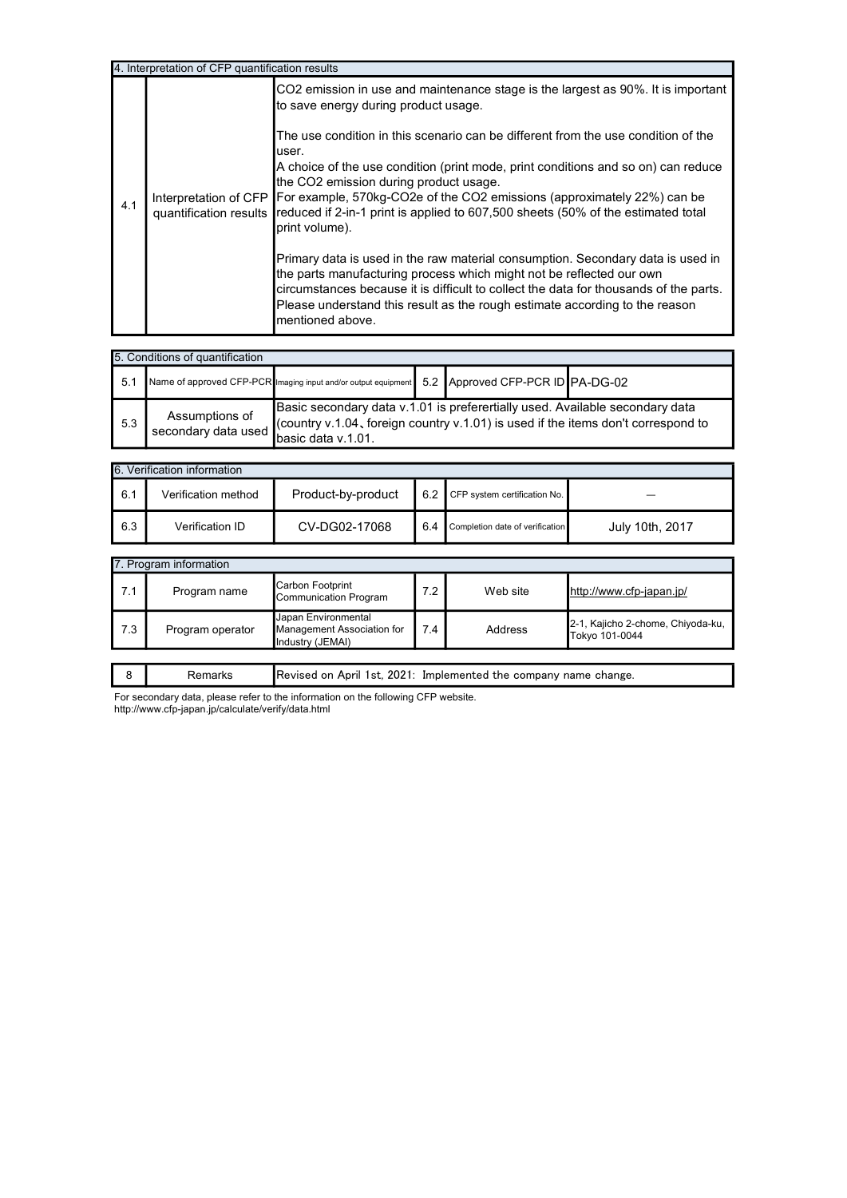## 4. Interpretation of CFP quantification results

| | | |
|---|---|---|
| 4.1 | Interpretation of CFP quantification results | $CO_2$ emission in use and maintenance stage is the largest as 90%. It is important to save energy during product usage.<br><br>The use condition in this scenario can be different from the use condition of the user.<br>A choice of the use condition (print mode, print conditions and so on) can reduce the $CO_2$ emission during product usage.<br>For example, 570kg-CO2e of the $CO_2$ emissions (approximately 22%) can be reduced if 2-in-1 print is applied to 607,500 sheets (50% of the estimated total print volume).<br><br>Primary data is used in the raw material consumption. Secondary data is used in the parts manufacturing process which might not be reflected our own circumstances because it is difficult to collect the data for thousands of the parts. Please understand this result as the rough estimate according to the reason mentioned above. |

## 5. Conditions of quantification

| | | | | | |
|---|---|---|---|---|---|
| 5.1 | Name of approved CFP-PCR | Imaging input and/or output equipment | 5.2 | Approved CFP-PCR ID | PA-DG-02 |
| 5.3 | Assumptions of secondary data used | Basic secondary data v.1.01 is prefererttially used. Available secondary data (country v.1.04、foreign country v.1.01) is used if the items don't correspond to basic data v.1.01. | | | |

## 6. Verification information

| | | | | | |
|---|---|---|---|---|---|
| 6.1 | Verification method | Product-by-product | 6.2 | CFP system certification No. | — |
| 6.3 | Verification ID | CV-DG02-17068 | 6.4 | Completion date of verification | July 10th, 2017 |

## 7. Program information

| | | | | | |
|---|---|---|---|---|---|
| 7.1 | Program name | Carbon Footprint Communication Program | 7.2 | Web site | http://www.cfp-japan.jp/ |
| 7.3 | Program operator | Japan Environmental Management Association for Industry (JEMAI) | 7.4 | Address | 2-1, Kajicho 2-chome, Chiyoda-ku, Tokyo 101-0044 |

| | | |
|---|---|---|
| 8 | Remarks | Revised on April 1st, 2021: Implemented the company name change. |

For secondary data, please refer to the information on the following CFP website.
http://www.cfp-japan.jp/calculate/verify/data.html